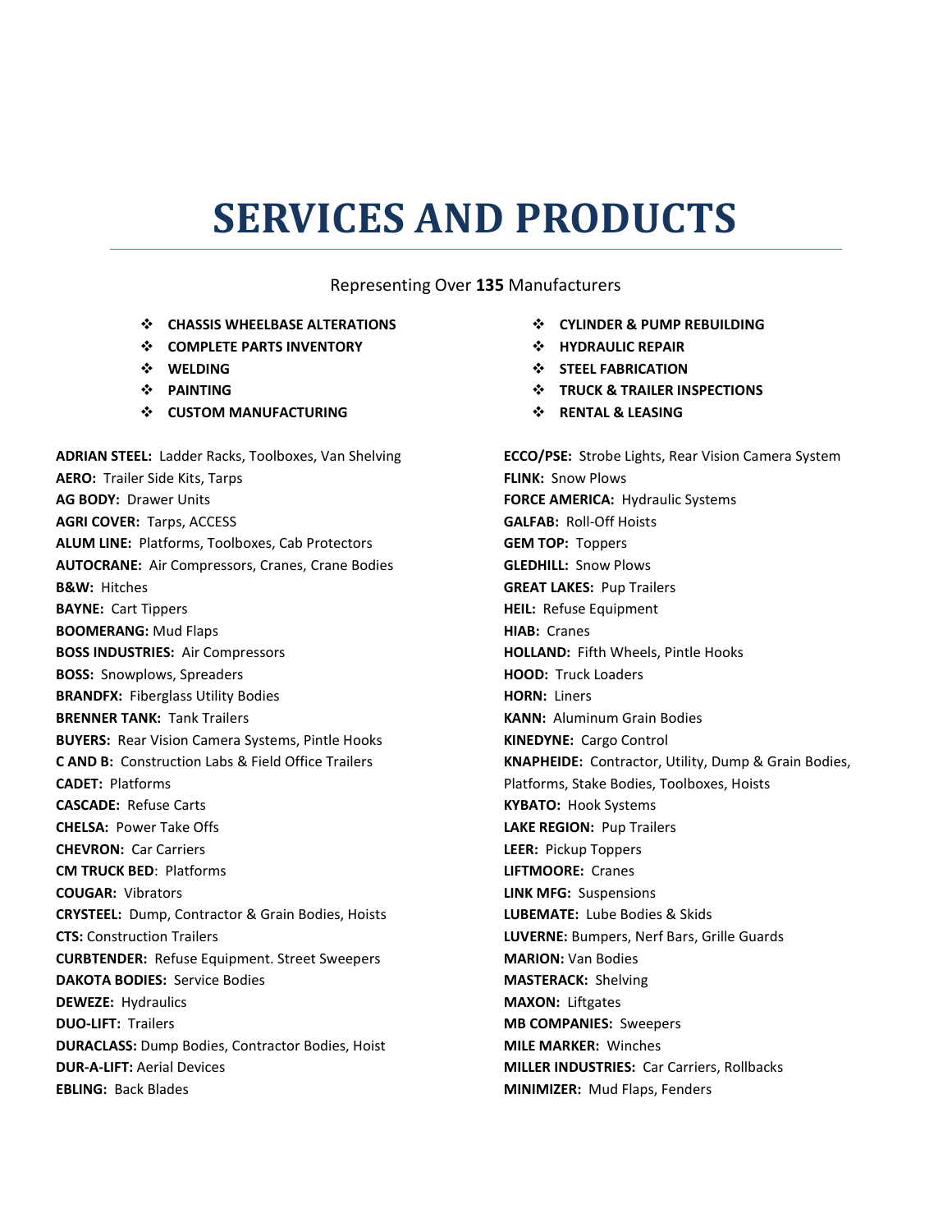# SERVICES AND PRODUCTS

Representing Over **135** Manufacturers

- **CHASSIS WHEELBASE ALTERATIONS**
- **COMPLETE PARTS INVENTORY**
- **WELDING**
- **PAINTING**
- **CUSTOM MANUFACTURING**
- **CYLINDER & PUMP REBUILDING**
- **HYDRAULIC REPAIR**
- **STEEL FABRICATION**
- **TRUCK & TRAILER INSPECTIONS**
- **RENTAL & LEASING**

**ADRIAN STEEL:** Ladder Racks, Toolboxes, Van Shelving
**AERO:** Trailer Side Kits, Tarps
**AG BODY:** Drawer Units
**AGRI COVER:** Tarps, ACCESS
**ALUM LINE:** Platforms, Toolboxes, Cab Protectors
**AUTOCRANE:** Air Compressors, Cranes, Crane Bodies
**B&W:** Hitches
**BAYNE:** Cart Tippers
**BOOMERANG:** Mud Flaps
**BOSS INDUSTRIES:** Air Compressors
**BOSS:** Snowplows, Spreaders
**BRANDFX:** Fiberglass Utility Bodies
**BRENNER TANK:** Tank Trailers
**BUYERS:** Rear Vision Camera Systems, Pintle Hooks
**C AND B:** Construction Labs & Field Office Trailers
**CADET:** Platforms
**CASCADE:** Refuse Carts
**CHELSA:** Power Take Offs
**CHEVRON:** Car Carriers
**CM TRUCK BED**: Platforms
**COUGAR:** Vibrators
**CRYSTEEL:** Dump, Contractor & Grain Bodies, Hoists
**CTS:** Construction Trailers
**CURBTENDER:** Refuse Equipment. Street Sweepers
**DAKOTA BODIES:** Service Bodies
**DEWEZE:** Hydraulics
**DUO-LIFT:** Trailers
**DURACLASS:** Dump Bodies, Contractor Bodies, Hoist
**DUR-A-LIFT:** Aerial Devices
**EBLING:** Back Blades
**ECCO/PSE:** Strobe Lights, Rear Vision Camera System
**FLINK:** Snow Plows
**FORCE AMERICA:** Hydraulic Systems
**GALFAB:** Roll-Off Hoists
**GEM TOP:** Toppers
**GLEDHILL:** Snow Plows
**GREAT LAKES:** Pup Trailers
**HEIL:** Refuse Equipment
**HIAB:** Cranes
**HOLLAND:** Fifth Wheels, Pintle Hooks
**HOOD:** Truck Loaders
**HORN:** Liners
**KANN:** Aluminum Grain Bodies
**KINEDYNE:** Cargo Control
**KNAPHEIDE:** Contractor, Utility, Dump & Grain Bodies, Platforms, Stake Bodies, Toolboxes, Hoists
**KYBATO:** Hook Systems
**LAKE REGION:** Pup Trailers
**LEER:** Pickup Toppers
**LIFTMOORE:** Cranes
**LINK MFG:** Suspensions
**LUBEMATE:** Lube Bodies & Skids
**LUVERNE:** Bumpers, Nerf Bars, Grille Guards
**MARION:** Van Bodies
**MASTERACK:** Shelving
**MAXON:** Liftgates
**MB COMPANIES:** Sweepers
**MILE MARKER:** Winches
**MILLER INDUSTRIES:** Car Carriers, Rollbacks
**MINIMIZER:** Mud Flaps, Fenders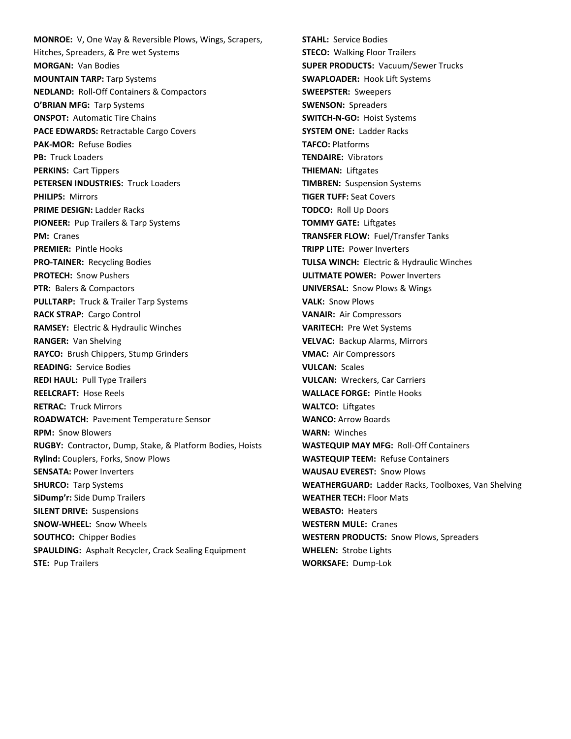**MONROE:** V, One Way & Reversible Plows, Wings, Scrapers, Hitches, Spreaders, & Pre wet Systems
**MORGAN:** Van Bodies
**MOUNTAIN TARP:** Tarp Systems
**NEDLAND:** Roll-Off Containers & Compactors
**O'BRIAN MFG:** Tarp Systems
**ONSPOT:** Automatic Tire Chains
**PACE EDWARDS:** Retractable Cargo Covers
**PAK-MOR:** Refuse Bodies
**PB:** Truck Loaders
**PERKINS:** Cart Tippers
**PETERSEN INDUSTRIES:** Truck Loaders
**PHILIPS:** Mirrors
**PRIME DESIGN:** Ladder Racks
**PIONEER:** Pup Trailers & Tarp Systems
**PM:** Cranes
**PREMIER:** Pintle Hooks
**PRO-TAINER:** Recycling Bodies
**PROTECH:** Snow Pushers
**PTR:** Balers & Compactors
**PULLTARP:** Truck & Trailer Tarp Systems
**RACK STRAP:** Cargo Control
**RAMSEY:** Electric & Hydraulic Winches
**RANGER:** Van Shelving
**RAYCO:** Brush Chippers, Stump Grinders
**READING:** Service Bodies
**REDI HAUL:** Pull Type Trailers
**REELCRAFT:** Hose Reels
**RETRAC:** Truck Mirrors
**ROADWATCH:** Pavement Temperature Sensor
**RPM:** Snow Blowers
**RUGBY:** Contractor, Dump, Stake, & Platform Bodies, Hoists
**Rylind:** Couplers, Forks, Snow Plows
**SENSATA:** Power Inverters
**SHURCO:** Tarp Systems
**SiDump'r:** Side Dump Trailers
**SILENT DRIVE:** Suspensions
**SNOW-WHEEL:** Snow Wheels
**SOUTHCO:** Chipper Bodies
**SPAULDING:** Asphalt Recycler, Crack Sealing Equipment
**STE:** Pup Trailers
**STAHL:** Service Bodies
**STECO:** Walking Floor Trailers
**SUPER PRODUCTS:** Vacuum/Sewer Trucks
**SWAPLOADER:** Hook Lift Systems
**SWEEPSTER:** Sweepers
**SWENSON:** Spreaders
**SWITCH-N-GO:** Hoist Systems
**SYSTEM ONE:** Ladder Racks
**TAFCO:** Platforms
**TENDAIRE:** Vibrators
**THIEMAN:** Liftgates
**TIMBREN:** Suspension Systems
**TIGER TUFF:** Seat Covers
**TODCO:** Roll Up Doors
**TOMMY GATE:** Liftgates
**TRANSFER FLOW:** Fuel/Transfer Tanks
**TRIPP LITE:** Power Inverters
**TULSA WINCH:** Electric & Hydraulic Winches
**ULITMATE POWER:** Power Inverters
**UNIVERSAL:** Snow Plows & Wings
**VALK:** Snow Plows
**VANAIR:** Air Compressors
**VARITECH:** Pre Wet Systems
**VELVAC:** Backup Alarms, Mirrors
**VMAC:** Air Compressors
**VULCAN:** Scales
**VULCAN:** Wreckers, Car Carriers
**WALLACE FORGE:** Pintle Hooks
**WALTCO:** Liftgates
**WANCO:** Arrow Boards
**WARN:** Winches
**WASTEQUIP MAY MFG:** Roll-Off Containers
**WASTEQUIP TEEM:** Refuse Containers
**WAUSAU EVEREST:** Snow Plows
**WEATHERGUARD:** Ladder Racks, Toolboxes, Van Shelving
**WEATHER TECH:** Floor Mats
**WEBASTO:** Heaters
**WESTERN MULE:** Cranes
**WESTERN PRODUCTS:** Snow Plows, Spreaders
**WHELEN:** Strobe Lights
**WORKSAFE:** Dump-Lok